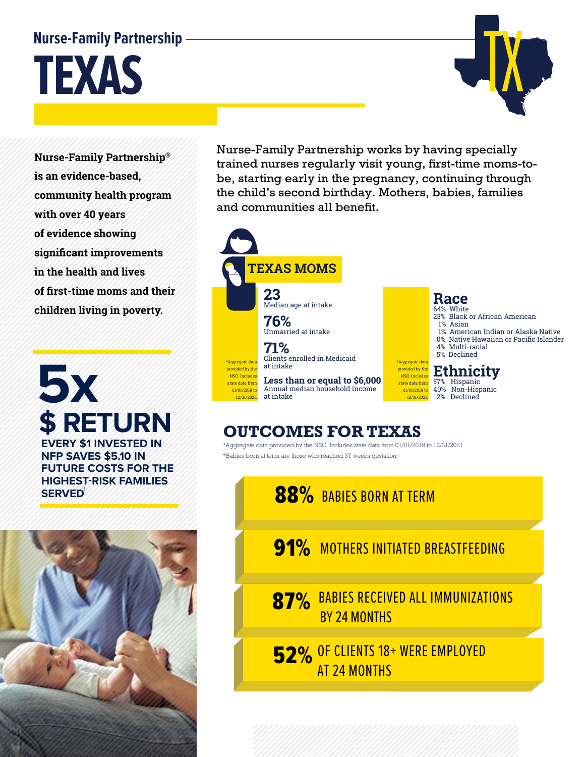# Nurse-Family Partnership

# TEXAS

**Nurse-Family Partnership® is an evidence-based, community health program with over 40 years of evidence showing significant improvements in the health and lives of first-time moms and their children living in poverty.**

Nurse-Family Partnership works by having specially trained nurses regularly visit young, first-time moms-to-be, starting early in the pregnancy, continuing through the child's second birthday. Mothers, babies, families and communities all benefit.

## 5x $ RETURN

**EVERY $1 INVESTED IN NFP SAVES $5.10 IN FUTURE COSTS FOR THE HIGHEST-RISK FAMILIES SERVED**[1]

## TEXAS MOMS

*Aggregate data provided by the NSO. Includes state data from 01/01/2019 to 12/31/2021.

**23**
Median age at intake

**76%**
Unmarried at intake

**71%**
Clients enrolled in Medicaid at intake

**Less than or equal to $6,000**
Annual median household income at intake

*Aggregate data provided by the NSO. Includes state data from 01/01/2019 to 12/31/2021.

### Race

- 64% White
- 23% Black or African American
- 1% Asian
- 1% American Indian or Alaska Native
- 0% Native Hawaiian or Pacific Islander
- 4% Multi-racial
- 5% Declined

### Ethnicity

- 57% Hispanic
- 40% Non-Hispanic
- 2% Declined

## OUTCOMES FOR TEXAS

*Aggregate data provided by the NSO. Includes state data from 01/01/2019 to 12/31/2021

*Babies born at term are those who reached 37 weeks gestation

**88%** BABIES BORN AT TERM

**91%** MOTHERS INITIATED BREASTFEEDING

**87%** BABIES RECEIVED ALL IMMUNIZATIONS BY 24 MONTHS

**52%** OF CLIENTS 18+ WERE EMPLOYED AT 24 MONTHS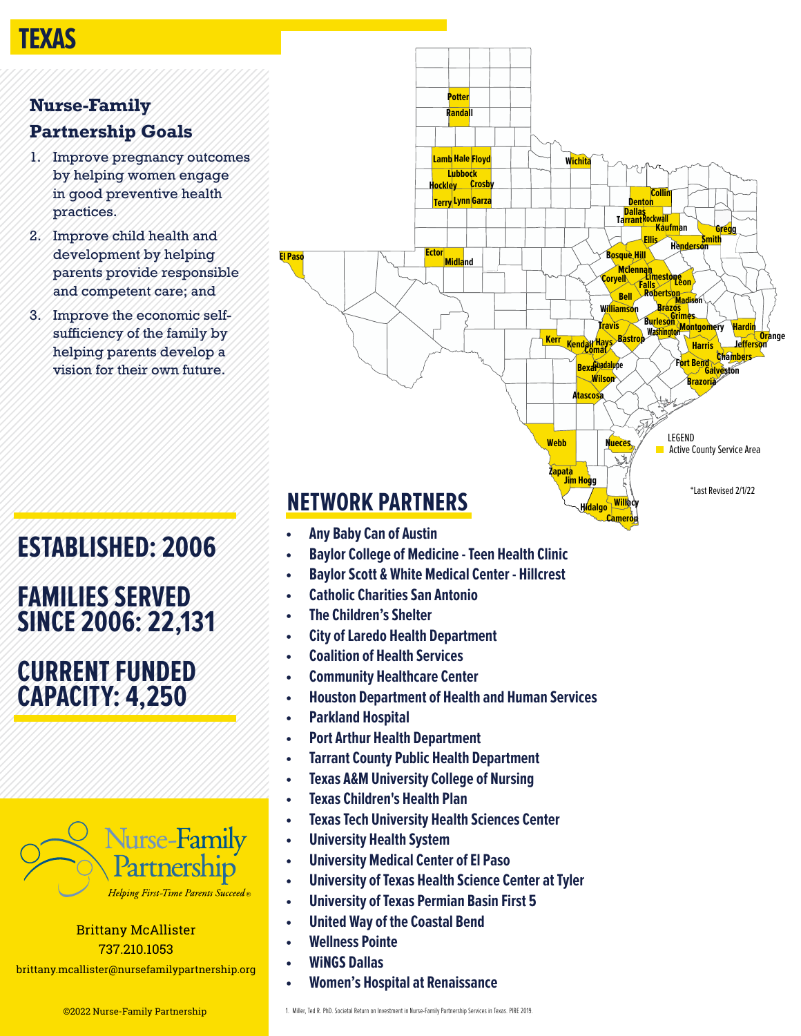# TEXAS

### Nurse-Family Partnership Goals

1. Improve pregnancy outcomes by helping women engage in good preventive health practices.
2. Improve child health and development by helping parents provide responsible and competent care; and
3. Improve the economic self-sufficiency of the family by helping parents develop a vision for their own future.

## ESTABLISHED: 2006

## FAMILIES SERVED SINCE 2006: 22,131

## CURRENT FUNDED CAPACITY: 4,250

Nurse-Family Partnership
*Helping First-Time Parents Succeed®*

Brittany McAllister
737.210.1053
brittany.mcallister@nursefamilypartnership.org

©2022 Nurse-Family Partnership

Potter
Randall
Lamb Hale Floyd
Lubbock
Hockley Crosby
Terry Lynn Garza
Wichita
Collin
Denton
Dallas
Tarrant Rockwall
Kaufman
Gregg
Smith
Ellis
Henderson
El Paso
Ector
Midland
Bosque Hill
Mclennan
Coryell
Limestone
Falls
Leon
Bell
Robertson
Madison
Williamson
Brazos
Grimes
Burleson
Washington
Montgomery
Hardin
Travis
Orange
Kerr
Kendall Hays
Comal
Bastrop
Harris
Jefferson
Chambers
Fort Bend
Galveston
Bexar Guadalupe
Wilson
Brazoria
Atascosa
Webb
Nueces
Zapata
Jim Hogg
Hidalgo
Willacy
Cameron

LEGEND
Active County Service Area

*Last Revised 2/1/22

## NETWORK PARTNERS

- Any Baby Can of Austin
- Baylor College of Medicine - Teen Health Clinic
- Baylor Scott & White Medical Center - Hillcrest
- Catholic Charities San Antonio
- The Children's Shelter
- City of Laredo Health Department
- Coalition of Health Services
- Community Healthcare Center
- Houston Department of Health and Human Services
- Parkland Hospital
- Port Arthur Health Department
- Tarrant County Public Health Department
- Texas A&M University College of Nursing
- Texas Children's Health Plan
- Texas Tech University Health Sciences Center
- University Health System
- University Medical Center of El Paso
- University of Texas Health Science Center at Tyler
- University of Texas Permian Basin First 5
- United Way of the Coastal Bend
- Wellness Pointe
- WiNGS Dallas
- Women's Hospital at Renaissance

1. Miller, Ted R. PhD. Societal Return on Investment in Nurse-Family Partnership Services in Texas. PIRE 2019.